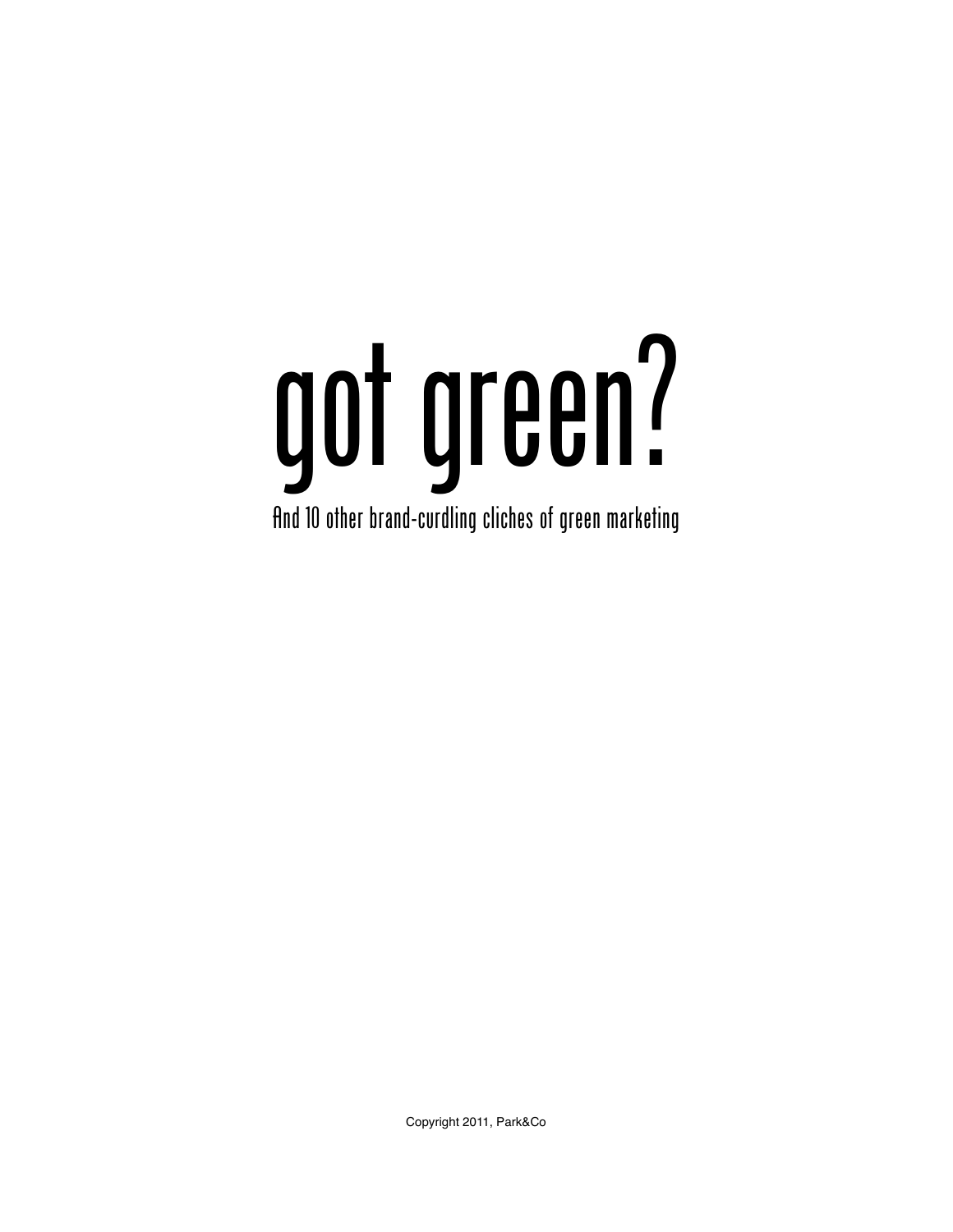# got green?

## And 10 other brand-curdling cliches of green marketing

Copyright 2011, Park&Co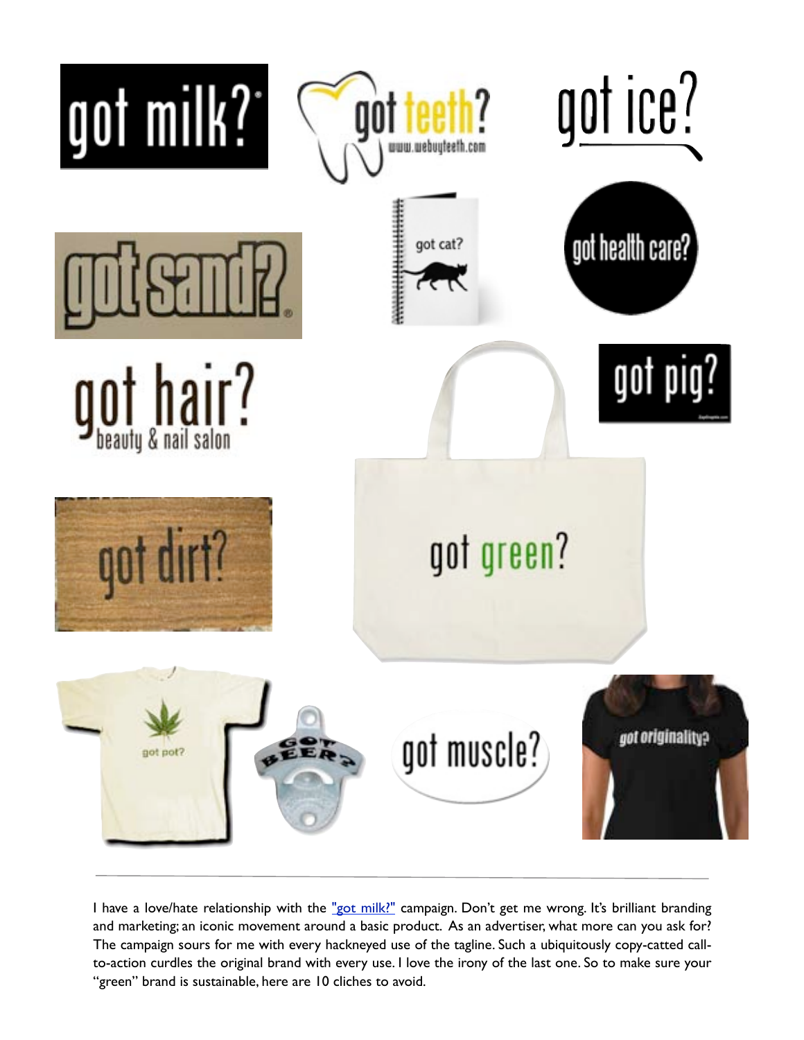I have a love/hate relationship with the ["got milk?"]() campaign. Don't get me wrong. It's brilliant branding and marketing; an iconic movement around a basic product. As an advertiser, what more can you ask for? The campaign sours for me with every hackneyed use of the tagline. Such a ubiquitously copy-catted call-to-action curdles the original brand with every use. I love the irony of the last one. So to make sure your "green" brand is sustainable, here are 10 cliches to avoid.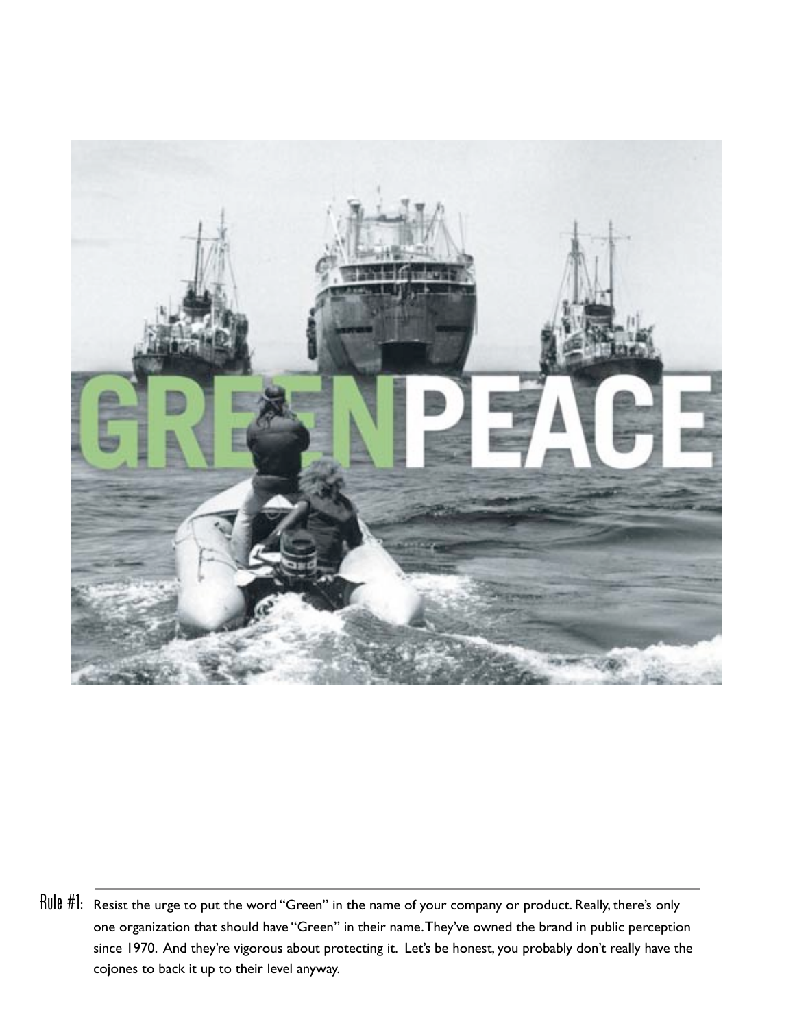Rule #1: Resist the urge to put the word "Green" in the name of your company or product. Really, there's only one organization that should have "Green" in their name. They've owned the brand in public perception since 1970. And they're vigorous about protecting it. Let's be honest, you probably don't really have the cojones to back it up to their level anyway.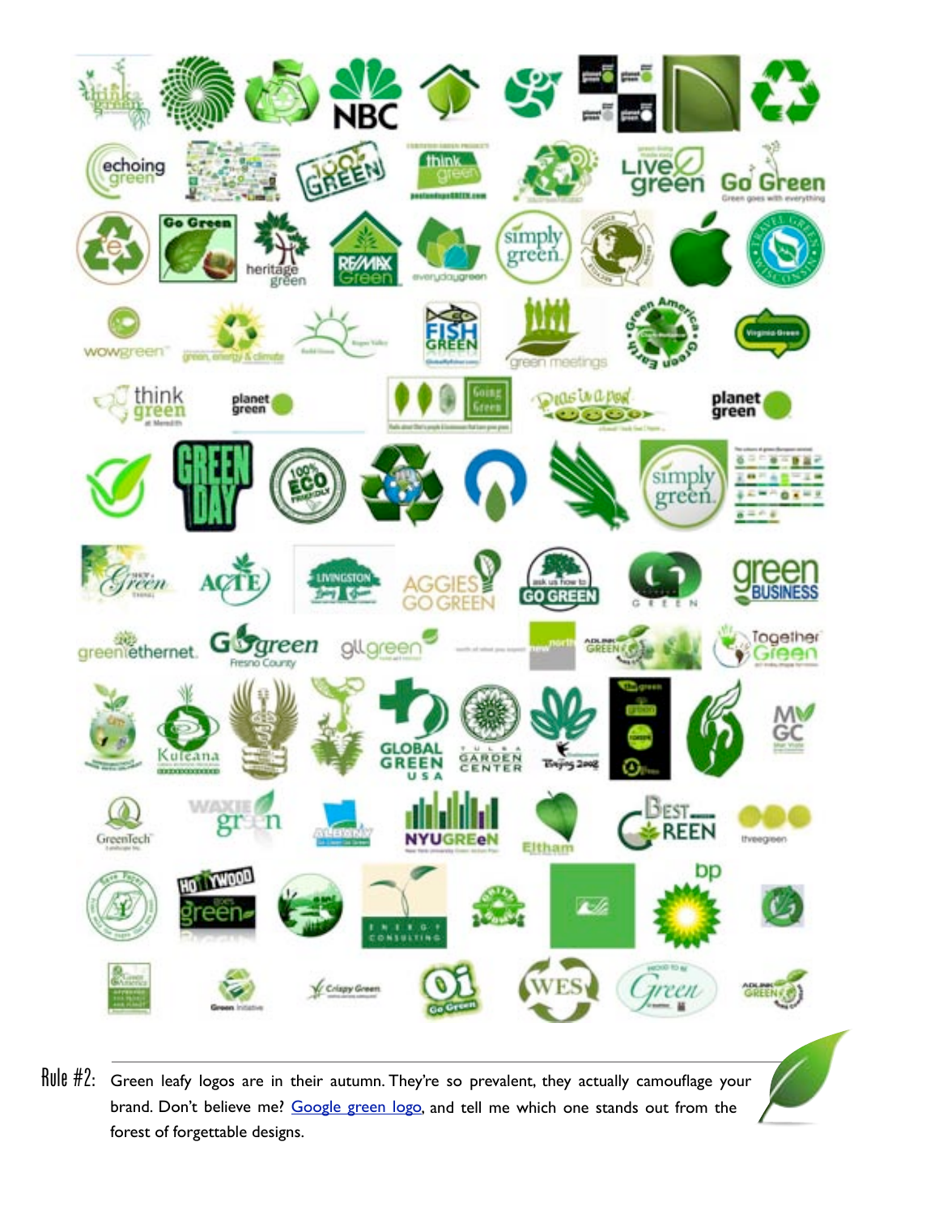Rule #2: Green leafy logos are in their autumn. They're so prevalent, they actually camouflage your brand. Don't believe me? [Google green logo](), and tell me which one stands out from the forest of forgettable designs.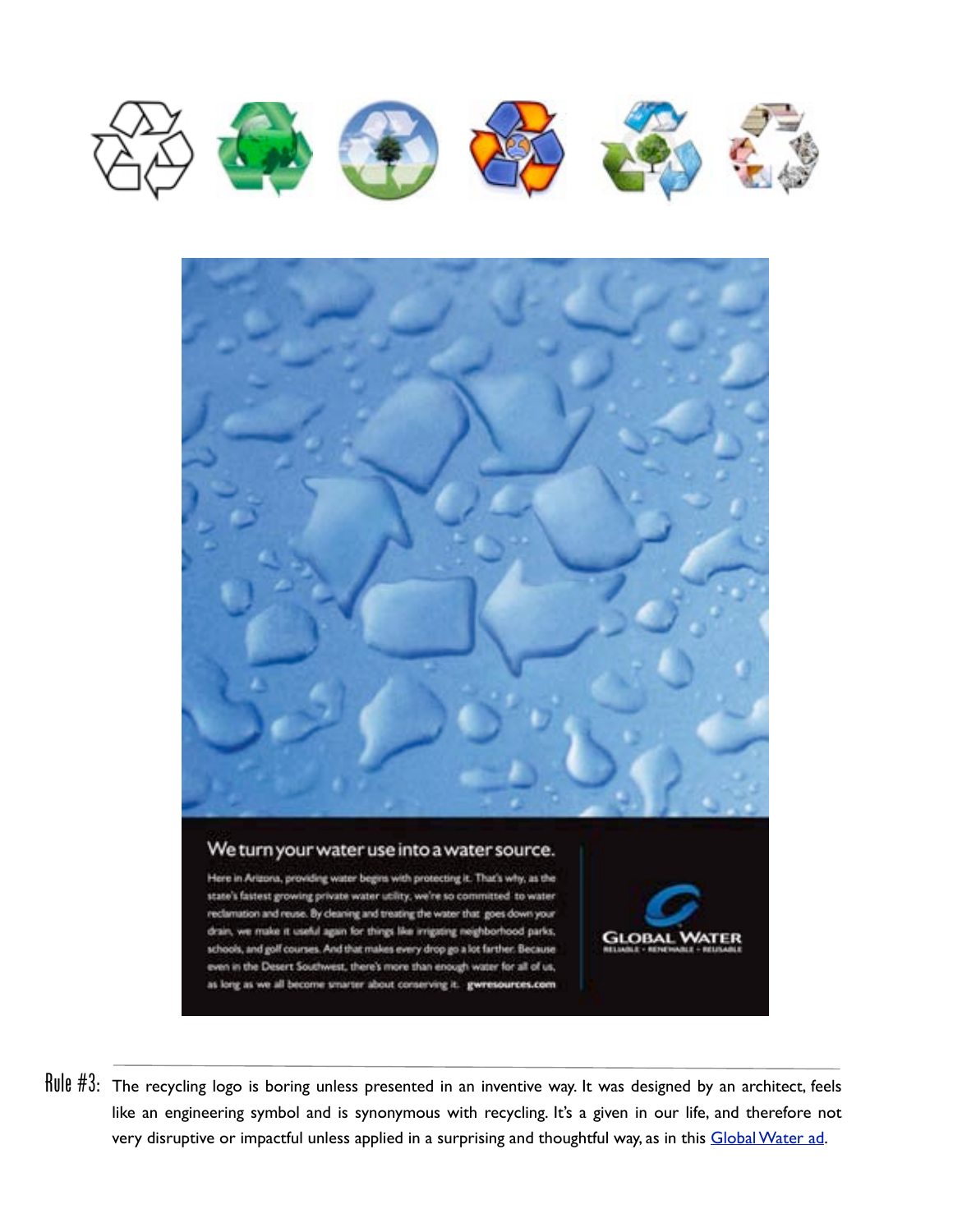Rule #3: The recycling logo is boring unless presented in an inventive way. It was designed by an architect, feels like an engineering symbol and is synonymous with recycling. It's a given in our life, and therefore not very disruptive or impactful unless applied in a surprising and thoughtful way, as in this Global Water ad.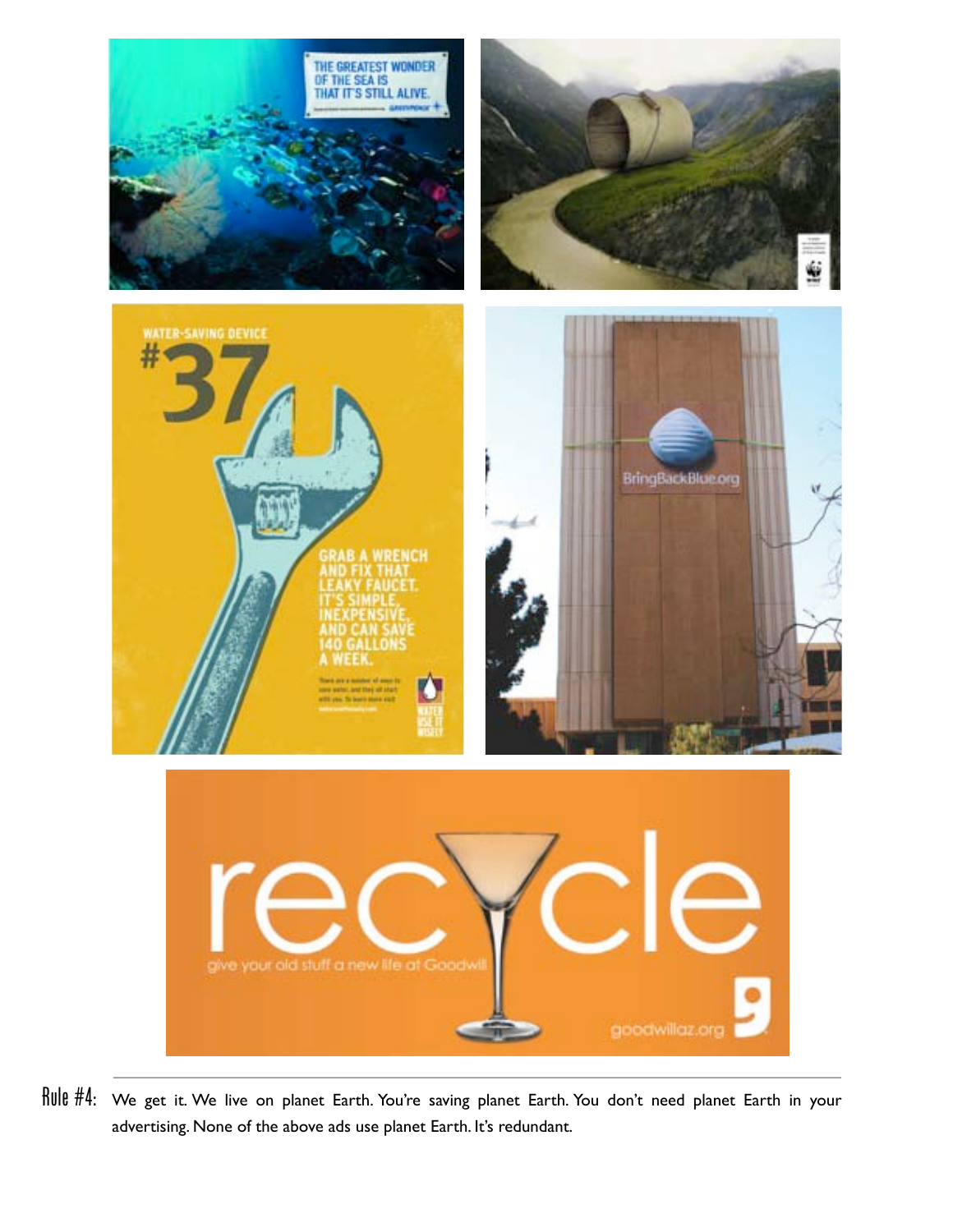Rule #4: We get it. We live on planet Earth. You're saving planet Earth. You don't need planet Earth in your advertising. None of the above ads use planet Earth. It's redundant.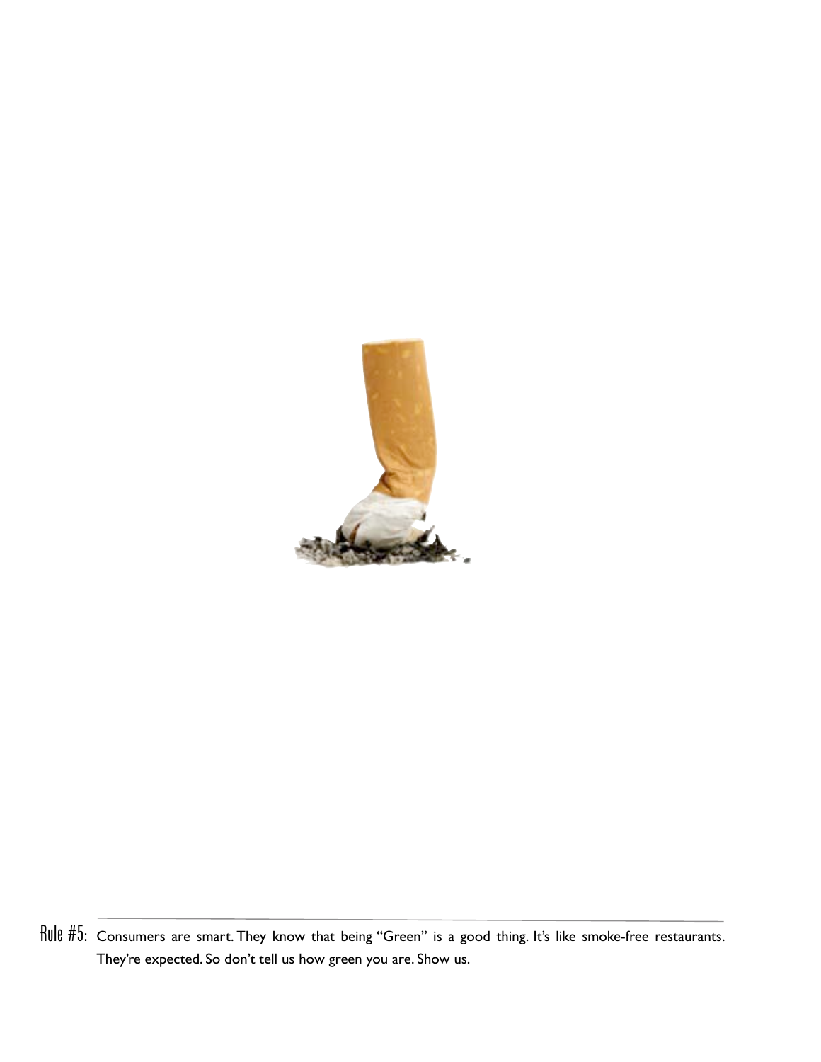**Rule #5:** Consumers are smart. They know that being "Green" is a good thing. It's like smoke-free restaurants. They're expected. So don't tell us how green you are. Show us.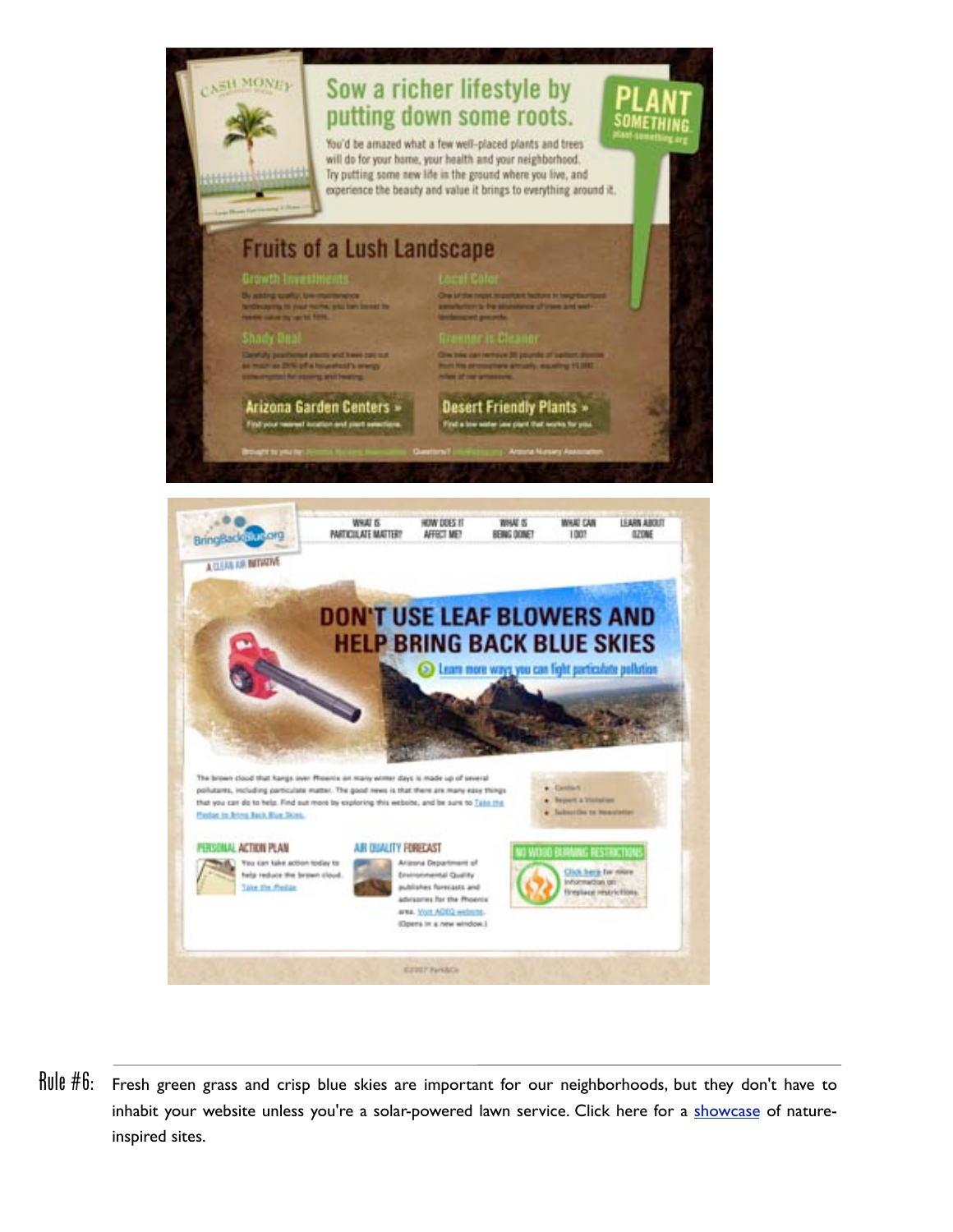Rule #6: Fresh green grass and crisp blue skies are important for our neighborhoods, but they don't have to inhabit your website unless you're a solar-powered lawn service. Click here for a showcase of nature-inspired sites.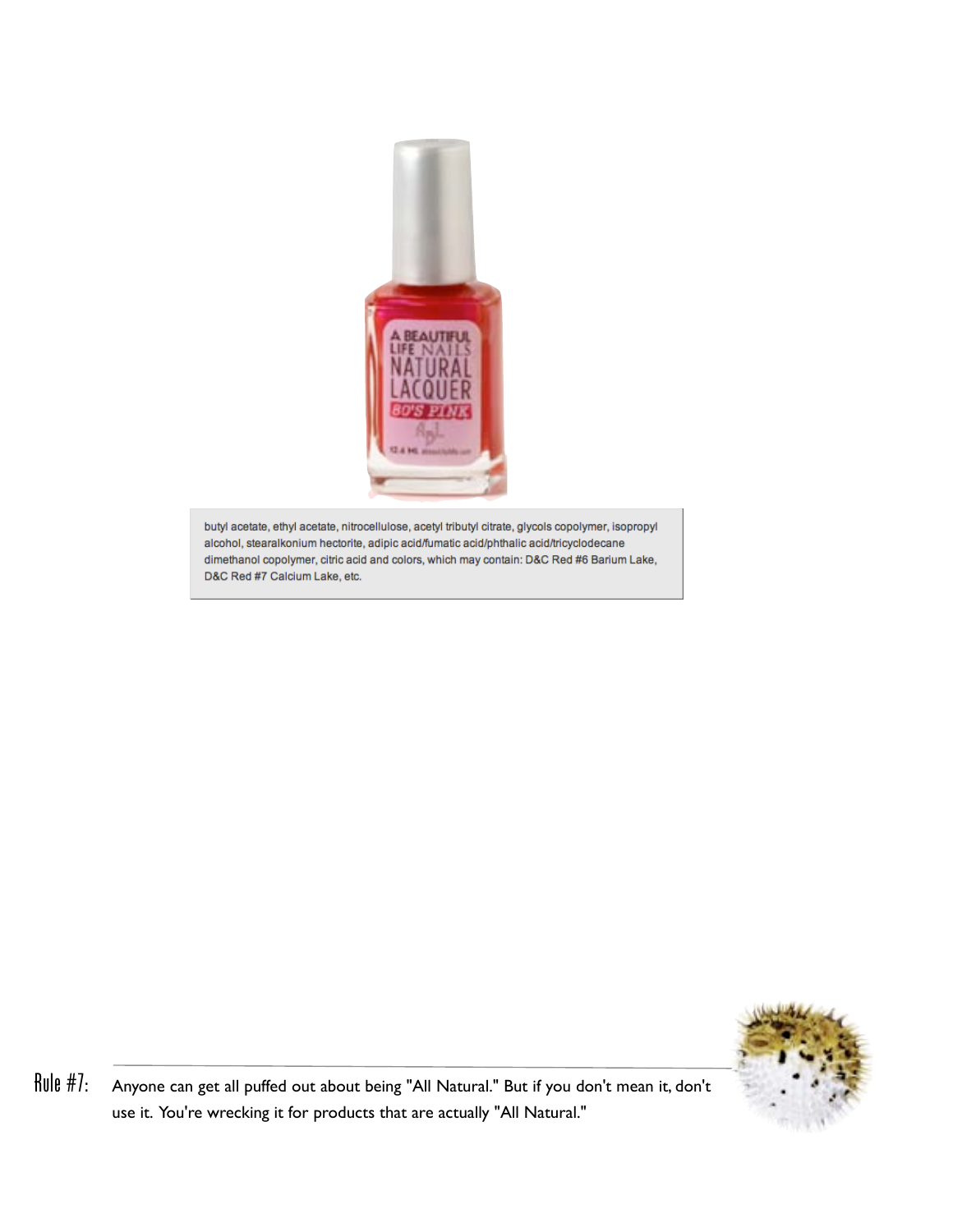butyl acetate, ethyl acetate, nitrocellulose, acetyl tributyl citrate, glycols copolymer, isopropyl alcohol, stearalkonium hectorite, adipic acid/fumatic acid/phthalic acid/tricyclodecane dimethanol copolymer, citric acid and colors, which may contain: D&C Red #6 Barium Lake, D&C Red #7 Calcium Lake, etc.

Rule #7: Anyone can get all puffed out about being "All Natural." But if you don't mean it, don't use it. You're wrecking it for products that are actually "All Natural."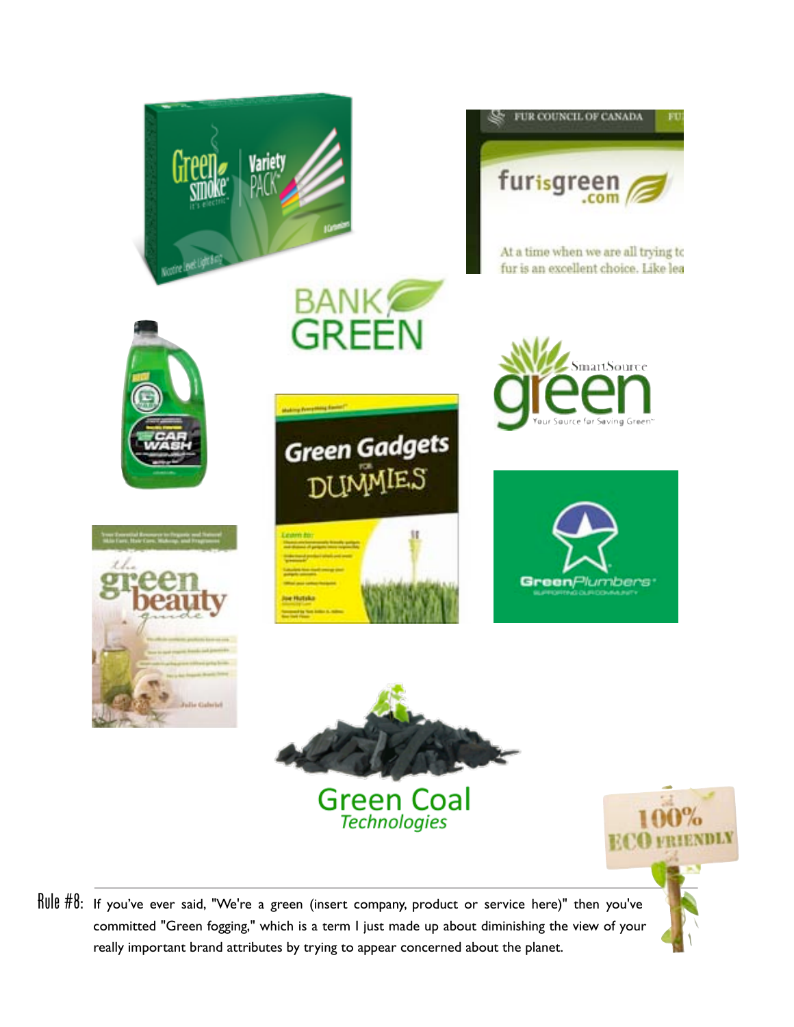Rule #8: If you've ever said, "We're a green (insert company, product or service here)" then you've committed "Green fogging," which is a term I just made up about diminishing the view of your really important brand attributes by trying to appear concerned about the planet.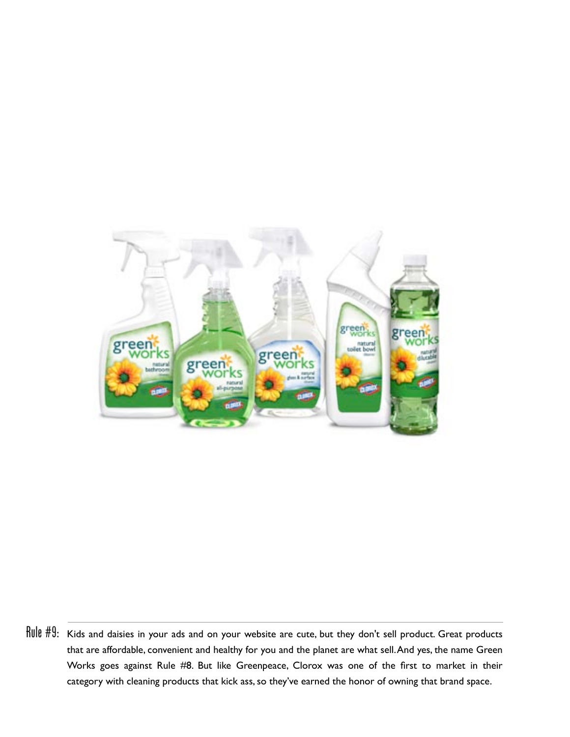**Rule #9:** Kids and daisies in your ads and on your website are cute, but they don't sell product. Great products that are affordable, convenient and healthy for you and the planet are what sell. And yes, the name Green Works goes against Rule #8. But like Greenpeace, Clorox was one of the first to market in their category with cleaning products that kick ass, so they've earned the honor of owning that brand space.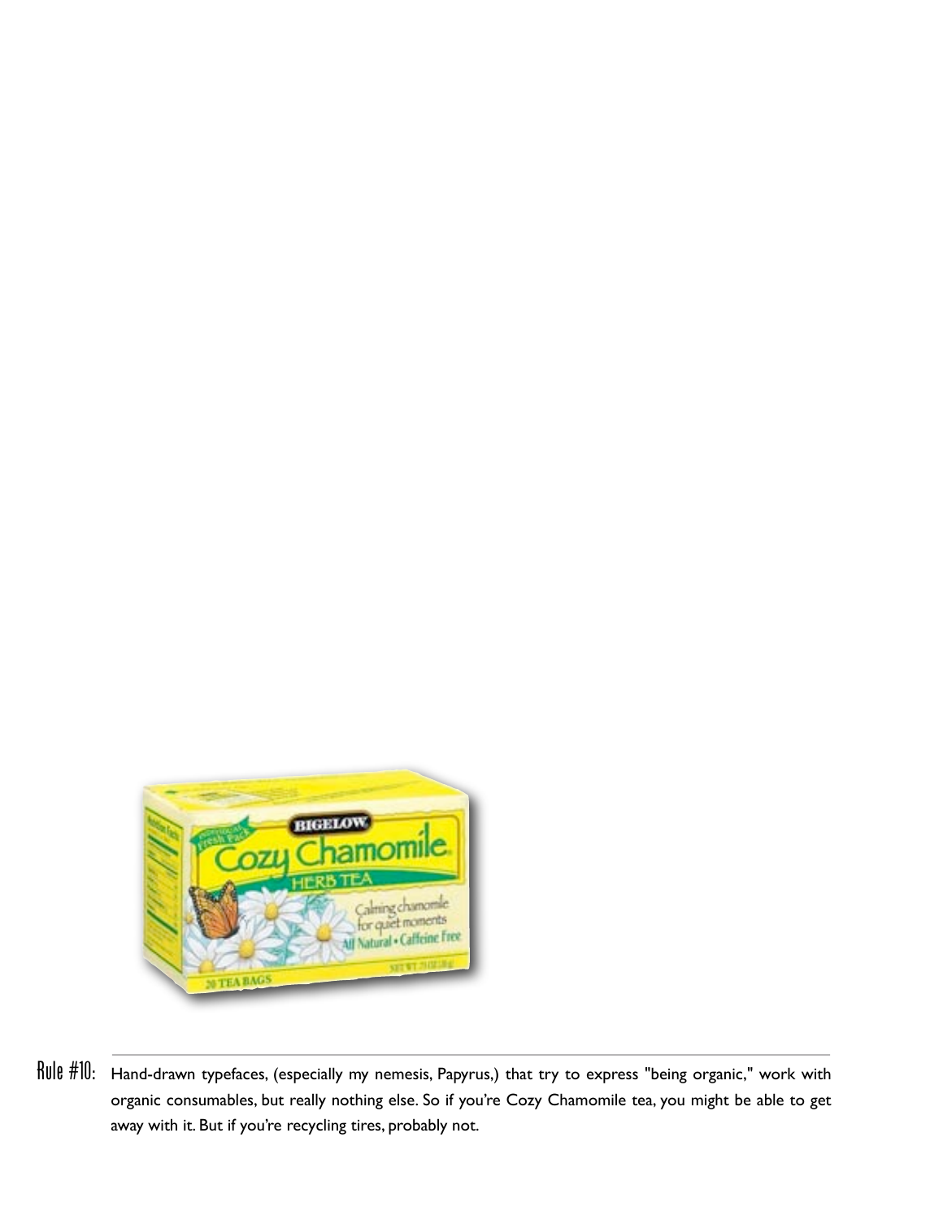Rule #10: Hand-drawn typefaces, (especially my nemesis, Papyrus,) that try to express "being organic," work with organic consumables, but really nothing else. So if you're Cozy Chamomile tea, you might be able to get away with it. But if you're recycling tires, probably not.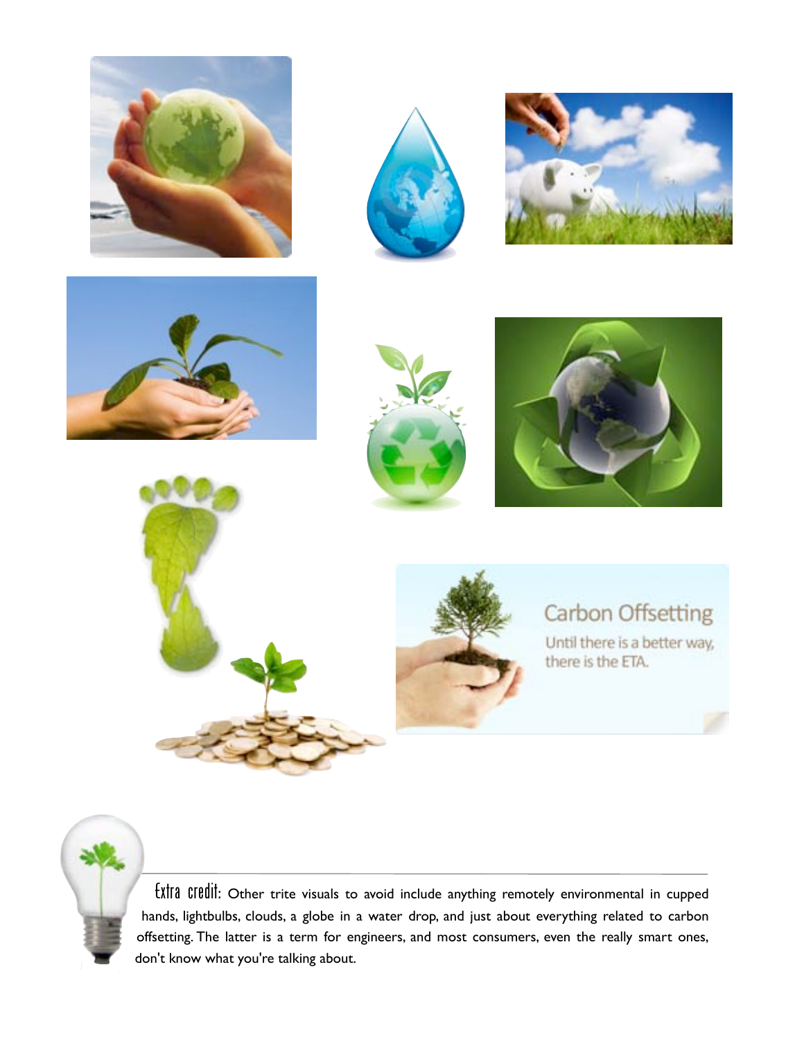**Extra credit:** Other trite visuals to avoid include anything remotely environmental in cupped hands, lightbulbs, clouds, a globe in a water drop, and just about everything related to carbon offsetting. The latter is a term for engineers, and most consumers, even the really smart ones, don't know what you're talking about.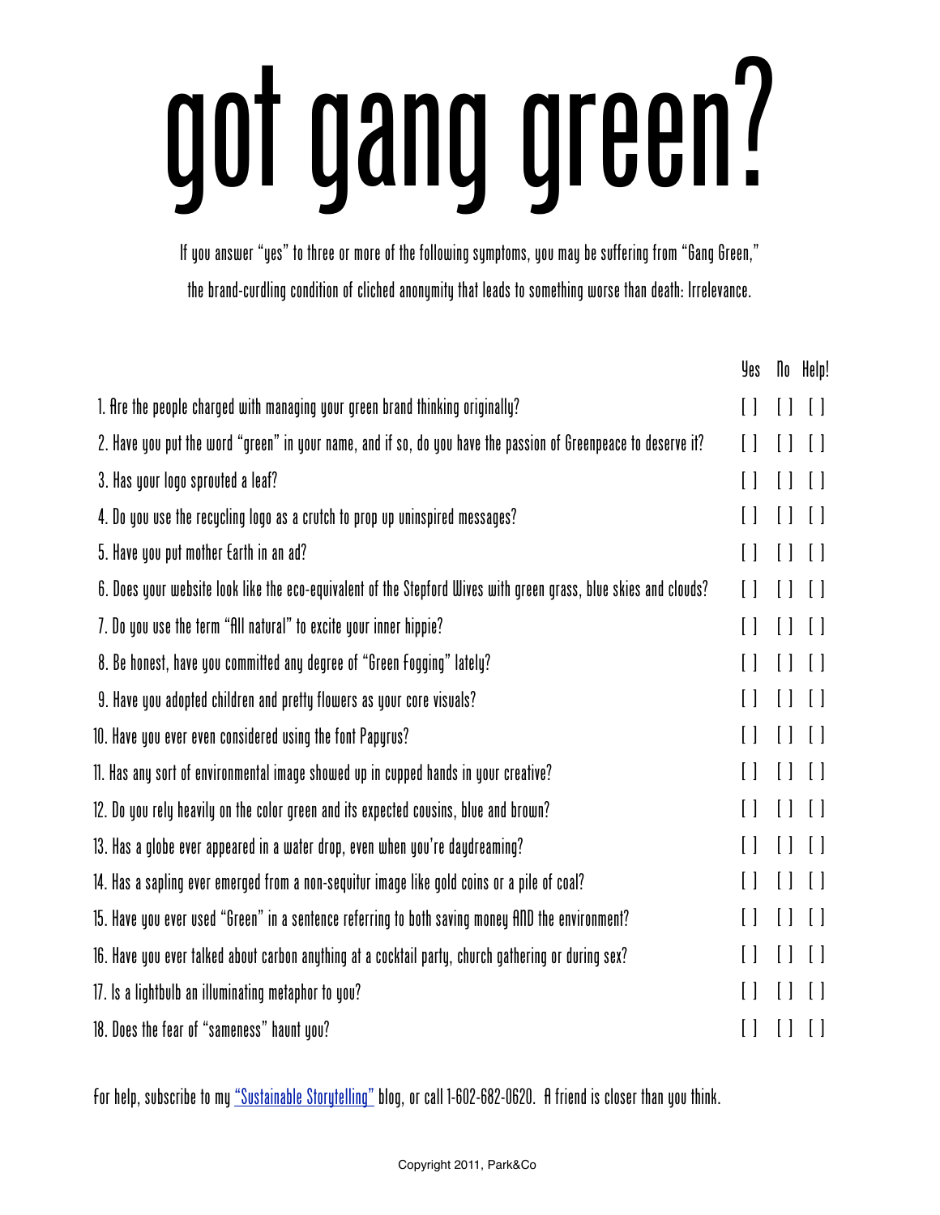# got gang green?

If you answer "yes" to three or more of the following symptoms, you may be suffering from "Gang Green," the brand-curdling condition of cliched anonymity that leads to something worse than death: Irrelevance.

| | Yes | No | Help! |
|---|---|---|---|
| 1. Are the people charged with managing your green brand thinking originally? | [ ] | [ ] | [ ] |
| 2. Have you put the word "green" in your name, and if so, do you have the passion of Greenpeace to deserve it? | [ ] | [ ] | [ ] |
| 3. Has your logo sprouted a leaf? | [ ] | [ ] | [ ] |
| 4. Do you use the recycling logo as a crutch to prop up uninspired messages? | [ ] | [ ] | [ ] |
| 5. Have you put mother Earth in an ad? | [ ] | [ ] | [ ] |
| 6. Does your website look like the eco-equivalent of the Stepford Wives with green grass, blue skies and clouds? | [ ] | [ ] | [ ] |
| 7. Do you use the term "All natural" to excite your inner hippie? | [ ] | [ ] | [ ] |
| 8. Be honest, have you committed any degree of "Green Fogging" lately? | [ ] | [ ] | [ ] |
| 9. Have you adopted children and pretty flowers as your core visuals? | [ ] | [ ] | [ ] |
| 10. Have you ever even considered using the font Papyrus? | [ ] | [ ] | [ ] |
| 11. Has any sort of environmental image showed up in cupped hands in your creative? | [ ] | [ ] | [ ] |
| 12. Do you rely heavily on the color green and its expected cousins, blue and brown? | [ ] | [ ] | [ ] |
| 13. Has a globe ever appeared in a water drop, even when you're daydreaming? | [ ] | [ ] | [ ] |
| 14. Has a sapling ever emerged from a non-sequitur image like gold coins or a pile of coal? | [ ] | [ ] | [ ] |
| 15. Have you ever used "Green" in a sentence referring to both saving money AND the environment? | [ ] | [ ] | [ ] |
| 16. Have you ever talked about carbon anything at a cocktail party, church gathering or during sex? | [ ] | [ ] | [ ] |
| 17. Is a lightbulb an illuminating metaphor to you? | [ ] | [ ] | [ ] |
| 18. Does the fear of "sameness" haunt you? | [ ] | [ ] | [ ] |

For help, subscribe to my "Sustainable Storytelling" blog, or call 1-602-682-0620. A friend is closer than you think.

Copyright 2011, Park&Co